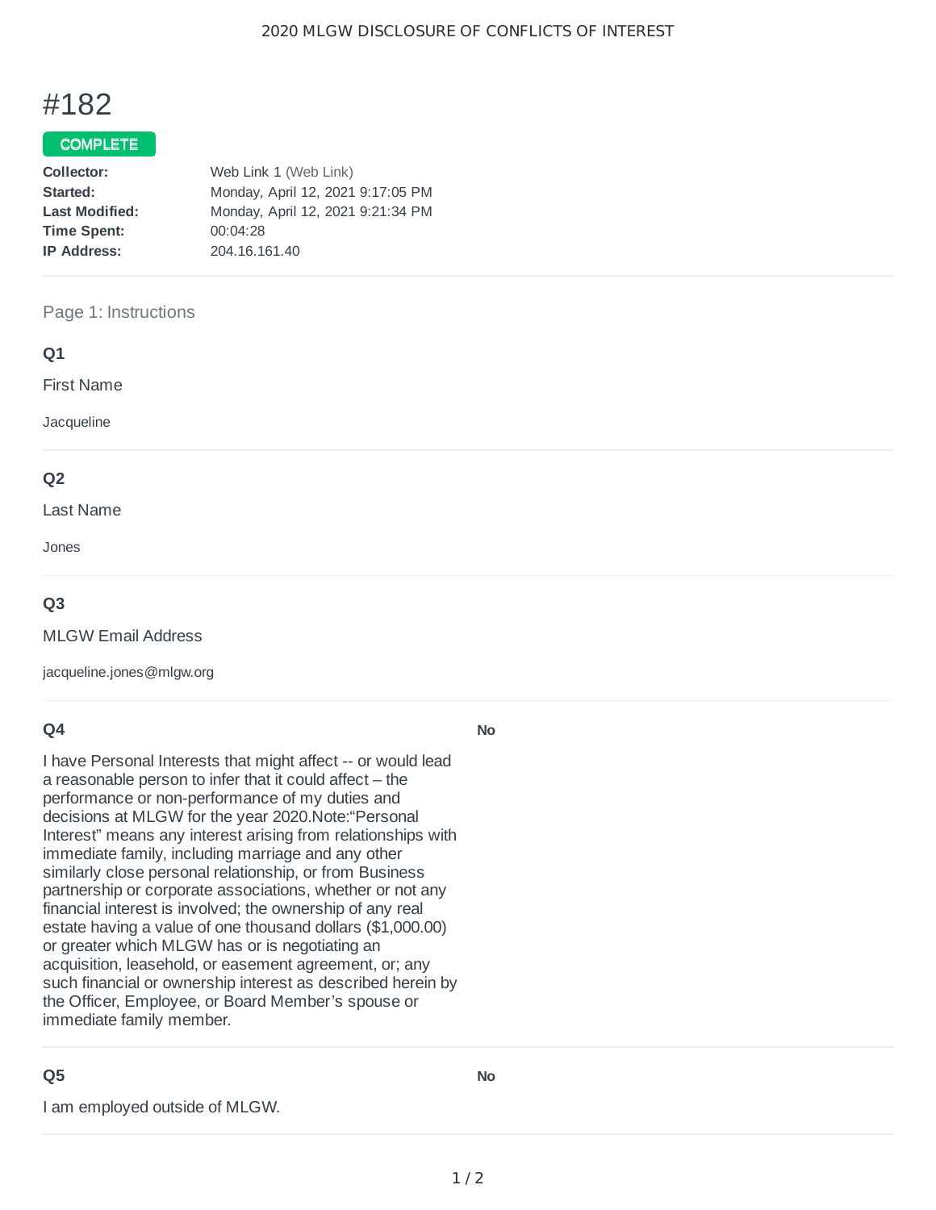# #182

**COMPLETE**

**Collector:** Web Link 1 (Web Link)
**Started:** Monday, April 12, 2021 9:17:05 PM
**Last Modified:** Monday, April 12, 2021 9:21:34 PM
**Time Spent:** 00:04:28
**IP Address:** 204.16.161.40

---

## Page 1: Instructions

### Q1

First Name

Jacqueline

---

### Q2

Last Name

Jones

---

### Q3

MLGW Email Address

jacqueline.jones@mlgw.org

---

### Q4

I have Personal Interests that might affect -- or would lead a reasonable person to infer that it could affect – the performance or non-performance of my duties and decisions at MLGW for the year 2020.Note:“Personal Interest” means any interest arising from relationships with immediate family, including marriage and any other similarly close personal relationship, or from Business partnership or corporate associations, whether or not any financial interest is involved; the ownership of any real estate having a value of one thousand dollars ($1,000.00) or greater which MLGW has or is negotiating an acquisition, leasehold, or easement agreement, or; any such financial or ownership interest as described herein by the Officer, Employee, or Board Member’s spouse or immediate family member.

**No**

---

### Q5

I am employed outside of MLGW.

**No**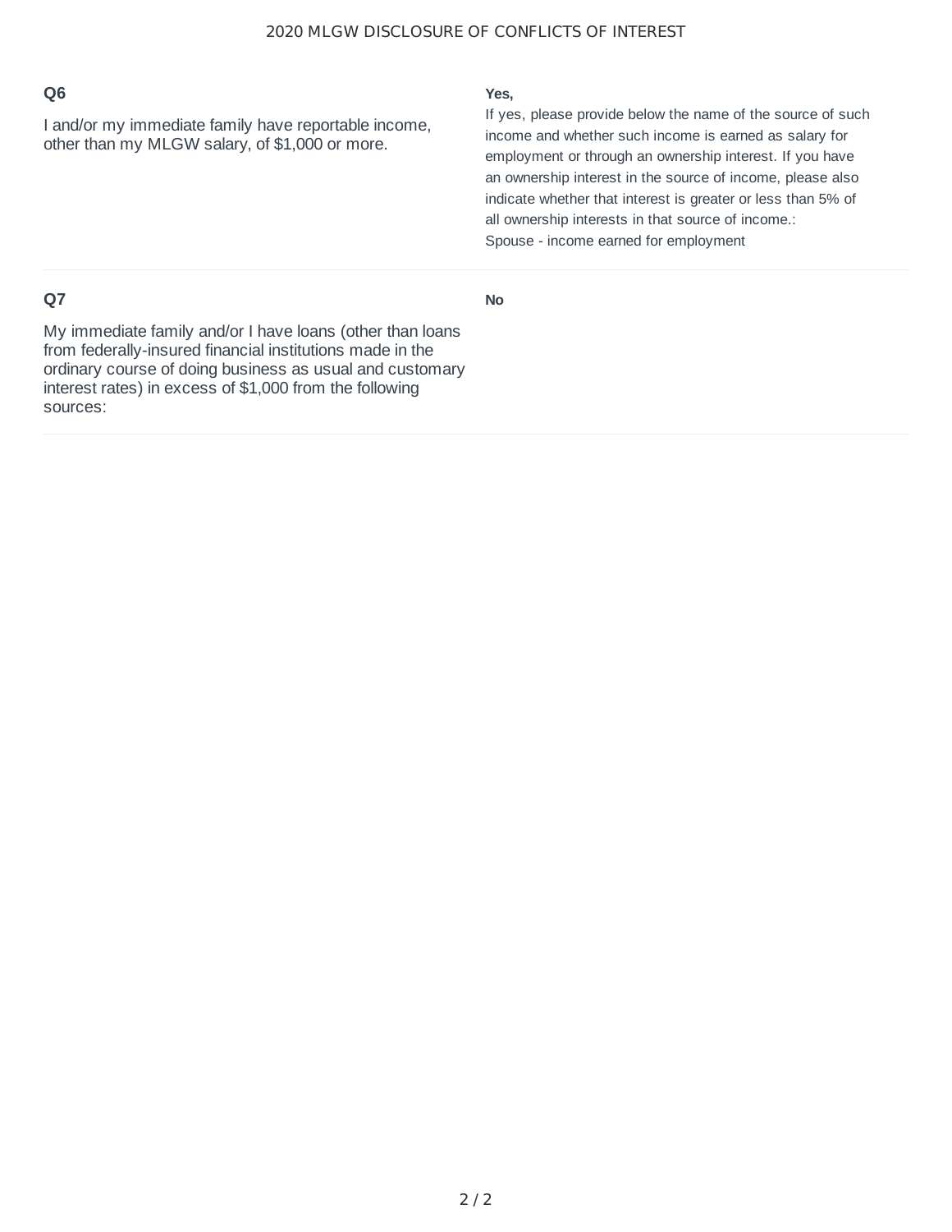### Q6

I and/or my immediate family have reportable income, other than my MLGW salary, of $1,000 or more.

**Yes,**

If yes, please provide below the name of the source of such income and whether such income is earned as salary for employment or through an ownership interest. If you have an ownership interest in the source of income, please also indicate whether that interest is greater or less than 5% of all ownership interests in that source of income.:
Spouse - income earned for employment

### Q7

My immediate family and/or I have loans (other than loans from federally-insured financial institutions made in the ordinary course of doing business as usual and customary interest rates) in excess of $1,000 from the following sources:

**No**